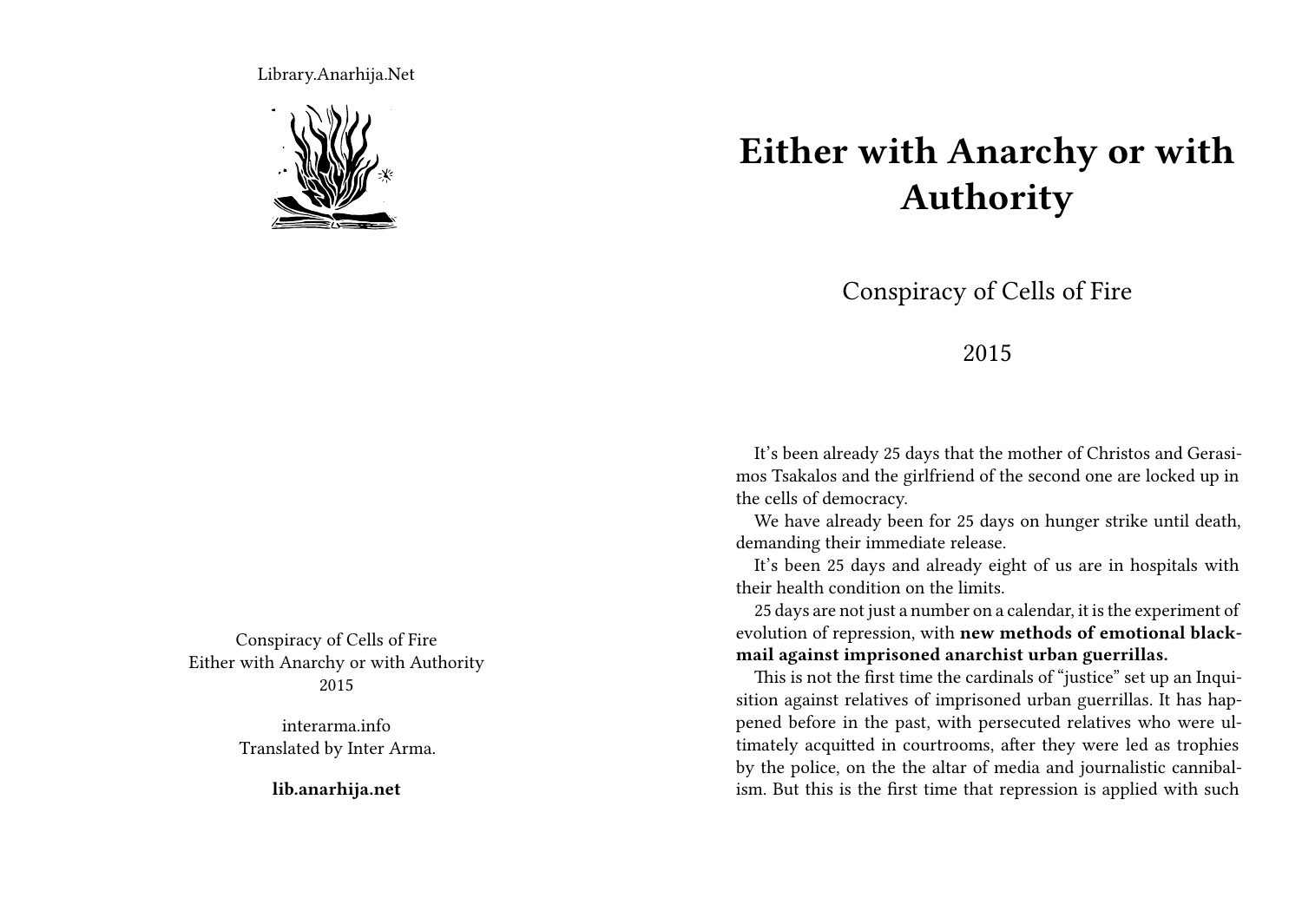Library.Anarhija.Net

Conspiracy of Cells of Fire
Either with Anarchy or with Authority
2015

interarma.info
Translated by Inter Arma.

**lib.anarhija.net**

# Either with Anarchy or with Authority

Conspiracy of Cells of Fire

2015

It's been already 25 days that the mother of Christos and Gerasimos Tsakalos and the girlfriend of the second one are locked up in the cells of democracy.

We have already been for 25 days on hunger strike until death, demanding their immediate release.

It's been 25 days and already eight of us are in hospitals with their health condition on the limits.

25 days are not just a number on a calendar, it is the experiment of evolution of repression, with **new methods of emotional blackmail against imprisoned anarchist urban guerrillas.**

This is not the first time the cardinals of "justice" set up an Inquisition against relatives of imprisoned urban guerrillas. It has happened before in the past, with persecuted relatives who were ultimately acquitted in courtrooms, after they were led as trophies by the police, on the the altar of media and journalistic cannibalism. But this is the first time that repression is applied with such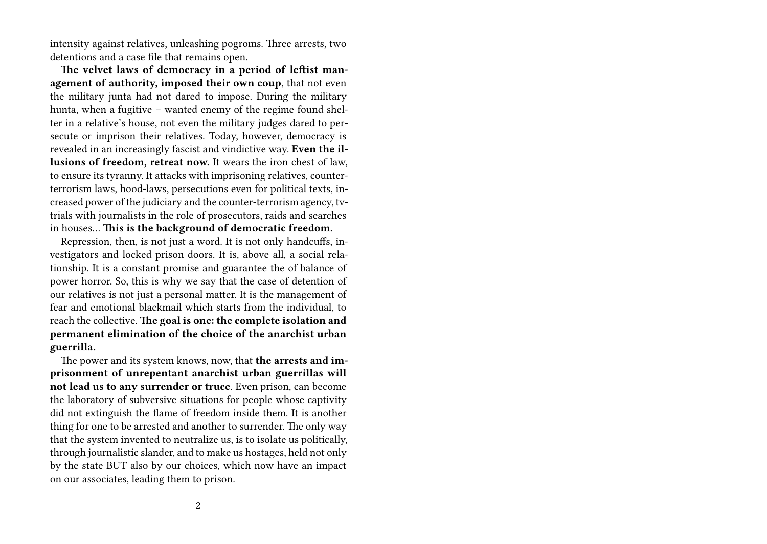intensity against relatives, unleashing pogroms. Three arrests, two detentions and a case file that remains open.

**The velvet laws of democracy in a period of leftist management of authority, imposed their own coup**, that not even the military junta had not dared to impose. During the military hunta, when a fugitive – wanted enemy of the regime found shelter in a relative's house, not even the military judges dared to persecute or imprison their relatives. Today, however, democracy is revealed in an increasingly fascist and vindictive way. **Even the illusions of freedom, retreat now.** It wears the iron chest of law, to ensure its tyranny. It attacks with imprisoning relatives, counter-terrorism laws, hood-laws, persecutions even for political texts, increased power of the judiciary and the counter-terrorism agency, tv-trials with journalists in the role of prosecutors, raids and searches in houses… **This is the background of democratic freedom.**

Repression, then, is not just a word. It is not only handcuffs, investigators and locked prison doors. It is, above all, a social relationship. It is a constant promise and guarantee the of balance of power horror. So, this is why we say that the case of detention of our relatives is not just a personal matter. It is the management of fear and emotional blackmail which starts from the individual, to reach the collective. **The goal is one: the complete isolation and permanent elimination of the choice of the anarchist urban guerrilla.**

The power and its system knows, now, that **the arrests and imprisonment of unrepentant anarchist urban guerrillas will not lead us to any surrender or truce**. Even prison, can become the laboratory of subversive situations for people whose captivity did not extinguish the flame of freedom inside them. It is another thing for one to be arrested and another to surrender. The only way that the system invented to neutralize us, is to isolate us politically, through journalistic slander, and to make us hostages, held not only by the state BUT also by our choices, which now have an impact on our associates, leading them to prison.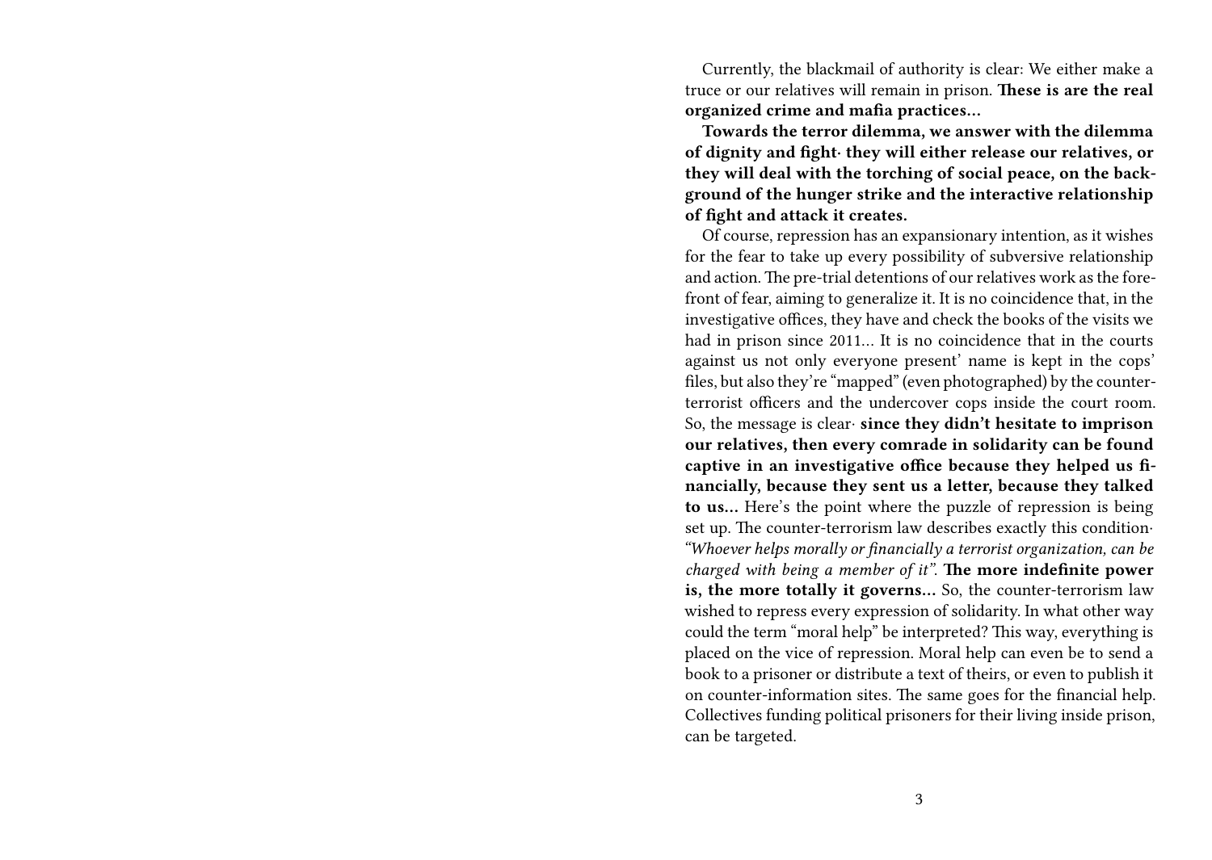Currently, the blackmail of authority is clear: We either make a truce or our relatives will remain in prison. **These is are the real organized crime and mafia practices…**

**Towards the terror dilemma, we answer with the dilemma of dignity and fight· they will either release our relatives, or they will deal with the torching of social peace, on the background of the hunger strike and the interactive relationship of fight and attack it creates.**

Of course, repression has an expansionary intention, as it wishes for the fear to take up every possibility of subversive relationship and action. The pre-trial detentions of our relatives work as the forefront of fear, aiming to generalize it. It is no coincidence that, in the investigative offices, they have and check the books of the visits we had in prison since 2011… It is no coincidence that in the courts against us not only everyone present' name is kept in the cops' files, but also they're "mapped" (even photographed) by the counterterrorist officers and the undercover cops inside the court room. So, the message is clear· **since they didn't hesitate to imprison our relatives, then every comrade in solidarity can be found captive in an investigative office because they helped us financially, because they sent us a letter, because they talked to us…** Here's the point where the puzzle of repression is being set up. The counter-terrorism law describes exactly this condition· *"Whoever helps morally or financially a terrorist organization, can be charged with being a member of it"*. **The more indefinite power is, the more totally it governs…** So, the counter-terrorism law wished to repress every expression of solidarity. In what other way could the term "moral help" be interpreted? This way, everything is placed on the vice of repression. Moral help can even be to send a book to a prisoner or distribute a text of theirs, or even to publish it on counter-information sites. The same goes for the financial help. Collectives funding political prisoners for their living inside prison, can be targeted.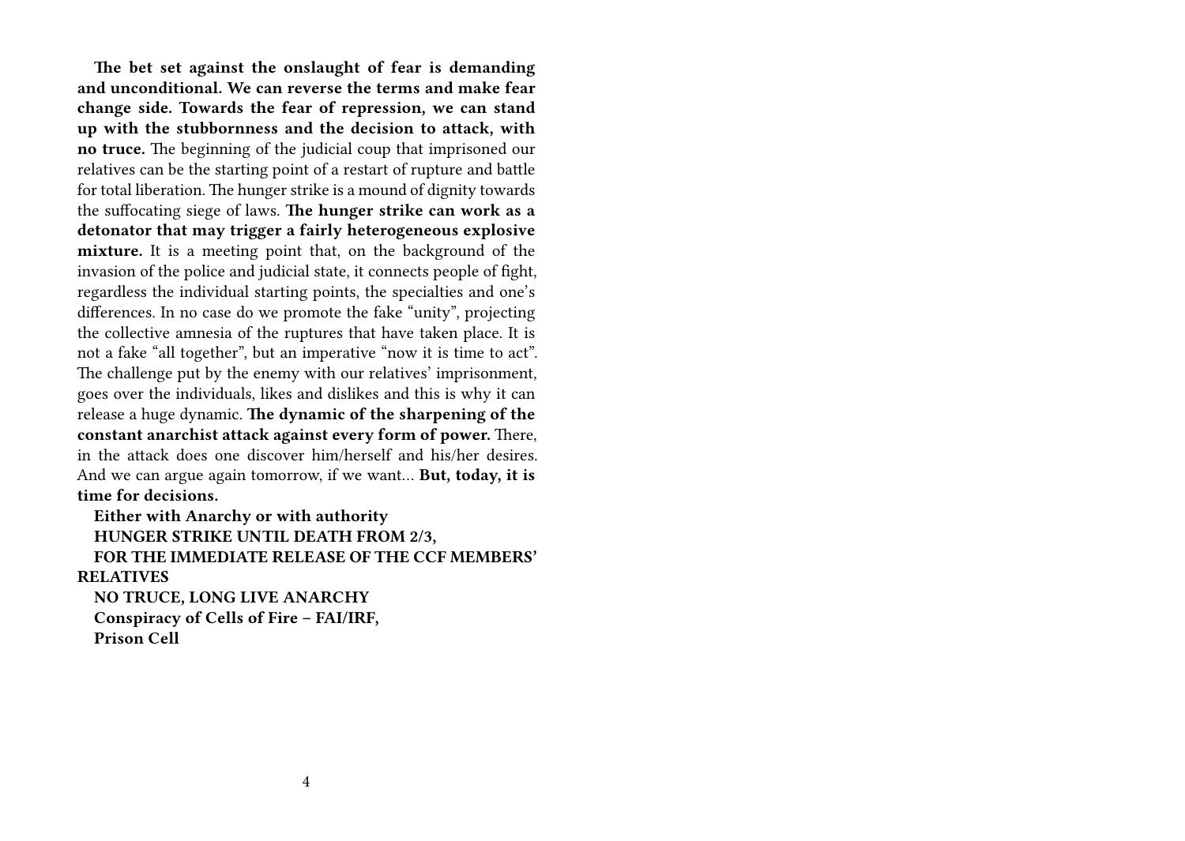**The bet set against the onslaught of fear is demanding and unconditional. We can reverse the terms and make fear change side. Towards the fear of repression, we can stand up with the stubbornness and the decision to attack, with no truce.** The beginning of the judicial coup that imprisoned our relatives can be the starting point of a restart of rupture and battle for total liberation. The hunger strike is a mound of dignity towards the suffocating siege of laws. **The hunger strike can work as a detonator that may trigger a fairly heterogeneous explosive mixture.** It is a meeting point that, on the background of the invasion of the police and judicial state, it connects people of fight, regardless the individual starting points, the specialties and one's differences. In no case do we promote the fake "unity", projecting the collective amnesia of the ruptures that have taken place. It is not a fake "all together", but an imperative "now it is time to act". The challenge put by the enemy with our relatives' imprisonment, goes over the individuals, likes and dislikes and this is why it can release a huge dynamic. **The dynamic of the sharpening of the constant anarchist attack against every form of power.** There, in the attack does one discover him/herself and his/her desires. And we can argue again tomorrow, if we want... **But, today, it is time for decisions.**

**Either with Anarchy or with authority**

**HUNGER STRIKE UNTIL DEATH FROM 2/3,**

**FOR THE IMMEDIATE RELEASE OF THE CCF MEMBERS' RELATIVES**

**NO TRUCE, LONG LIVE ANARCHY**

**Conspiracy of Cells of Fire – FAI/IRF,**

**Prison Cell**